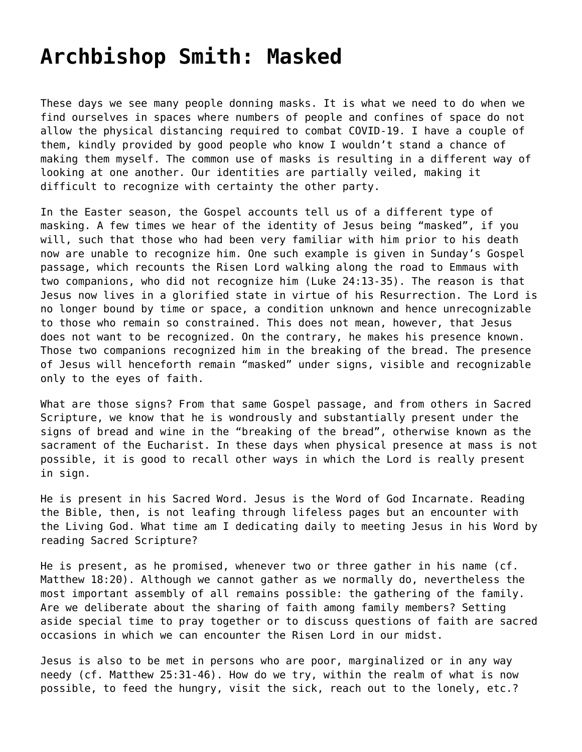# Archbishop Smith: Masked

These days we see many people donning masks. It is what we need to do when we find ourselves in spaces where numbers of people and confines of space do not allow the physical distancing required to combat COVID-19. I have a couple of them, kindly provided by good people who know I wouldn't stand a chance of making them myself. The common use of masks is resulting in a different way of looking at one another. Our identities are partially veiled, making it difficult to recognize with certainty the other party.

In the Easter season, the Gospel accounts tell us of a different type of masking. A few times we hear of the identity of Jesus being "masked", if you will, such that those who had been very familiar with him prior to his death now are unable to recognize him. One such example is given in Sunday's Gospel passage, which recounts the Risen Lord walking along the road to Emmaus with two companions, who did not recognize him (Luke 24:13-35). The reason is that Jesus now lives in a glorified state in virtue of his Resurrection. The Lord is no longer bound by time or space, a condition unknown and hence unrecognizable to those who remain so constrained. This does not mean, however, that Jesus does not want to be recognized. On the contrary, he makes his presence known. Those two companions recognized him in the breaking of the bread. The presence of Jesus will henceforth remain "masked" under signs, visible and recognizable only to the eyes of faith.

What are those signs? From that same Gospel passage, and from others in Sacred Scripture, we know that he is wondrously and substantially present under the signs of bread and wine in the "breaking of the bread", otherwise known as the sacrament of the Eucharist. In these days when physical presence at mass is not possible, it is good to recall other ways in which the Lord is really present in sign.

He is present in his Sacred Word. Jesus is the Word of God Incarnate. Reading the Bible, then, is not leafing through lifeless pages but an encounter with the Living God. What time am I dedicating daily to meeting Jesus in his Word by reading Sacred Scripture?

He is present, as he promised, whenever two or three gather in his name (cf. Matthew 18:20). Although we cannot gather as we normally do, nevertheless the most important assembly of all remains possible: the gathering of the family. Are we deliberate about the sharing of faith among family members? Setting aside special time to pray together or to discuss questions of faith are sacred occasions in which we can encounter the Risen Lord in our midst.

Jesus is also to be met in persons who are poor, marginalized or in any way needy (cf. Matthew 25:31-46). How do we try, within the realm of what is now possible, to feed the hungry, visit the sick, reach out to the lonely, etc.?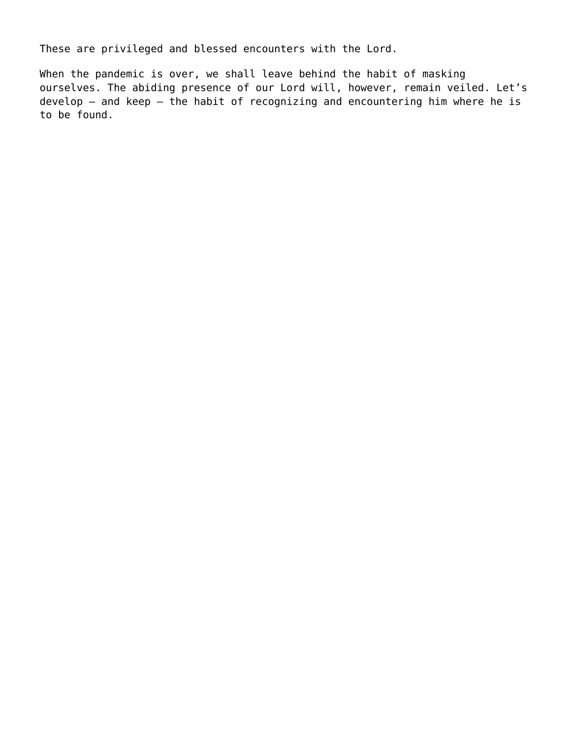These are privileged and blessed encounters with the Lord.

When the pandemic is over, we shall leave behind the habit of masking ourselves. The abiding presence of our Lord will, however, remain veiled. Let's develop – and keep – the habit of recognizing and encountering him where he is to be found.